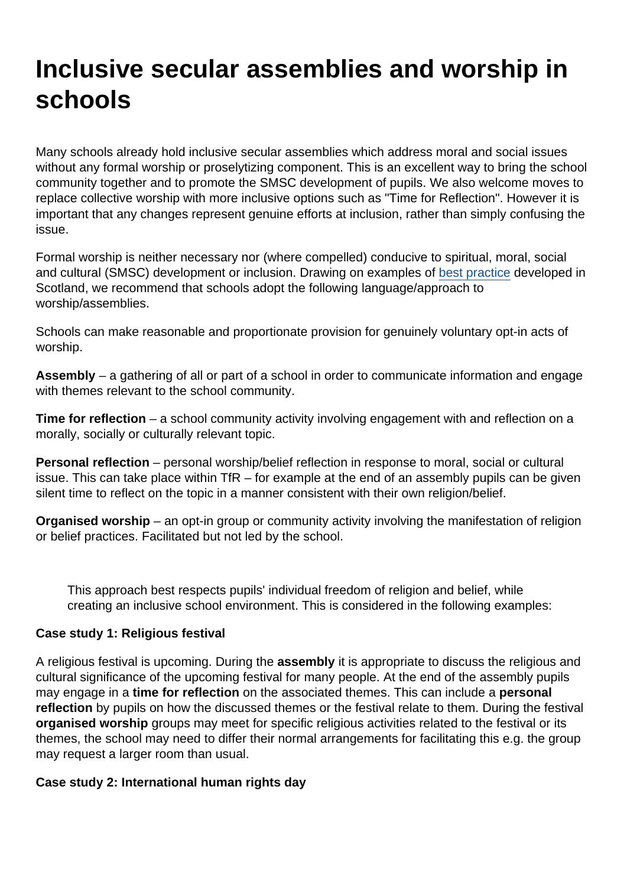# Inclusive secular assemblies and worship in schools

Many schools already hold inclusive secular assemblies which address moral and social issues without any formal worship or proselytizing component. This is an excellent way to bring the school community together and to promote the SMSC development of pupils. We also welcome moves to replace collective worship with more inclusive options such as "Time for Reflection". However it is important that any changes represent genuine efforts at inclusion, rather than simply confusing the issue.

Formal worship is neither necessary nor (where compelled) conducive to spiritual, moral, social and cultural (SMSC) development or inclusion. Drawing on examples of best practice developed in Scotland, we recommend that schools adopt the following language/approach to worship/assemblies.

Schools can make reasonable and proportionate provision for genuinely voluntary opt-in acts of worship.

**Assembly** – a gathering of all or part of a school in order to communicate information and engage with themes relevant to the school community.

**Time for reflection** – a school community activity involving engagement with and reflection on a morally, socially or culturally relevant topic.

**Personal reflection** – personal worship/belief reflection in response to moral, social or cultural issue. This can take place within TfR – for example at the end of an assembly pupils can be given silent time to reflect on the topic in a manner consistent with their own religion/belief.

**Organised worship** – an opt-in group or community activity involving the manifestation of religion or belief practices. Facilitated but not led by the school.

> This approach best respects pupils' individual freedom of religion and belief, while creating an inclusive school environment. This is considered in the following examples:

**Case study 1: Religious festival**

A religious festival is upcoming. During the **assembly** it is appropriate to discuss the religious and cultural significance of the upcoming festival for many people. At the end of the assembly pupils may engage in a **time for reflection** on the associated themes. This can include a **personal reflection** by pupils on how the discussed themes or the festival relate to them. During the festival **organised worship** groups may meet for specific religious activities related to the festival or its themes, the school may need to differ their normal arrangements for facilitating this e.g. the group may request a larger room than usual.

**Case study 2: International human rights day**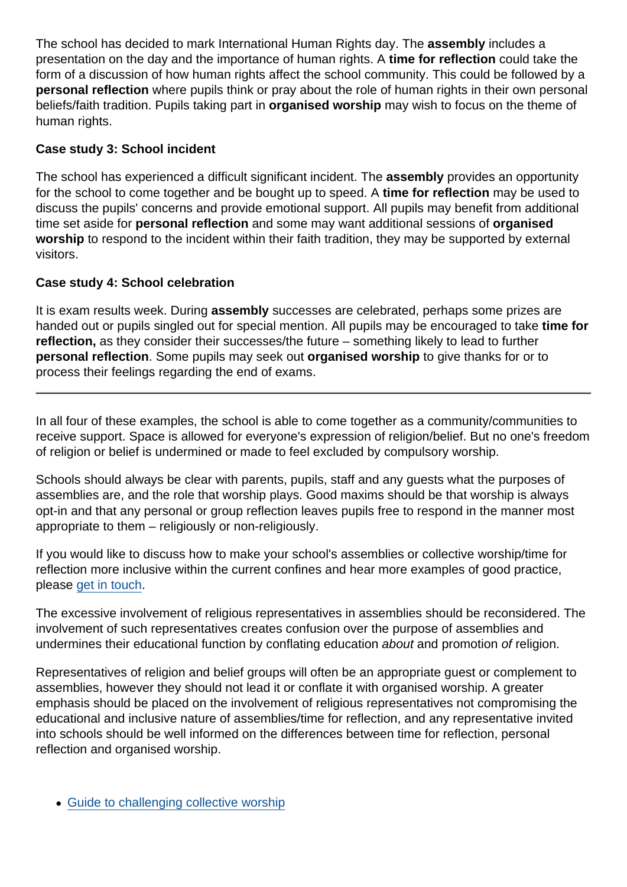The school has decided to mark International Human Rights day. The **assembly** includes a presentation on the day and the importance of human rights. A **time for reflection** could take the form of a discussion of how human rights affect the school community. This could be followed by a **personal reflection** where pupils think or pray about the role of human rights in their own personal beliefs/faith tradition. Pupils taking part in **organised worship** may wish to focus on the theme of human rights.

**Case study 3: School incident**

The school has experienced a difficult significant incident. The **assembly** provides an opportunity for the school to come together and be bought up to speed. A **time for reflection** may be used to discuss the pupils' concerns and provide emotional support. All pupils may benefit from additional time set aside for **personal reflection** and some may want additional sessions of **organised worship** to respond to the incident within their faith tradition, they may be supported by external visitors.

**Case study 4: School celebration**

It is exam results week. During **assembly** successes are celebrated, perhaps some prizes are handed out or pupils singled out for special mention. All pupils may be encouraged to take **time for reflection,** as they consider their successes/the future – something likely to lead to further **personal reflection**. Some pupils may seek out **organised worship** to give thanks for or to process their feelings regarding the end of exams.

---

In all four of these examples, the school is able to come together as a community/communities to receive support. Space is allowed for everyone's expression of religion/belief. But no one's freedom of religion or belief is undermined or made to feel excluded by compulsory worship.

Schools should always be clear with parents, pupils, staff and any guests what the purposes of assemblies are, and the role that worship plays. Good maxims should be that worship is always opt-in and that any personal or group reflection leaves pupils free to respond in the manner most appropriate to them – religiously or non-religiously.

If you would like to discuss how to make your school's assemblies or collective worship/time for reflection more inclusive within the current confines and hear more examples of good practice, please get in touch.

The excessive involvement of religious representatives in assemblies should be reconsidered. The involvement of such representatives creates confusion over the purpose of assemblies and undermines their educational function by conflating education *about* and promotion *of* religion.

Representatives of religion and belief groups will often be an appropriate guest or complement to assemblies, however they should not lead it or conflate it with organised worship. A greater emphasis should be placed on the involvement of religious representatives not compromising the educational and inclusive nature of assemblies/time for reflection, and any representative invited into schools should be well informed on the differences between time for reflection, personal reflection and organised worship.

- Guide to challenging collective worship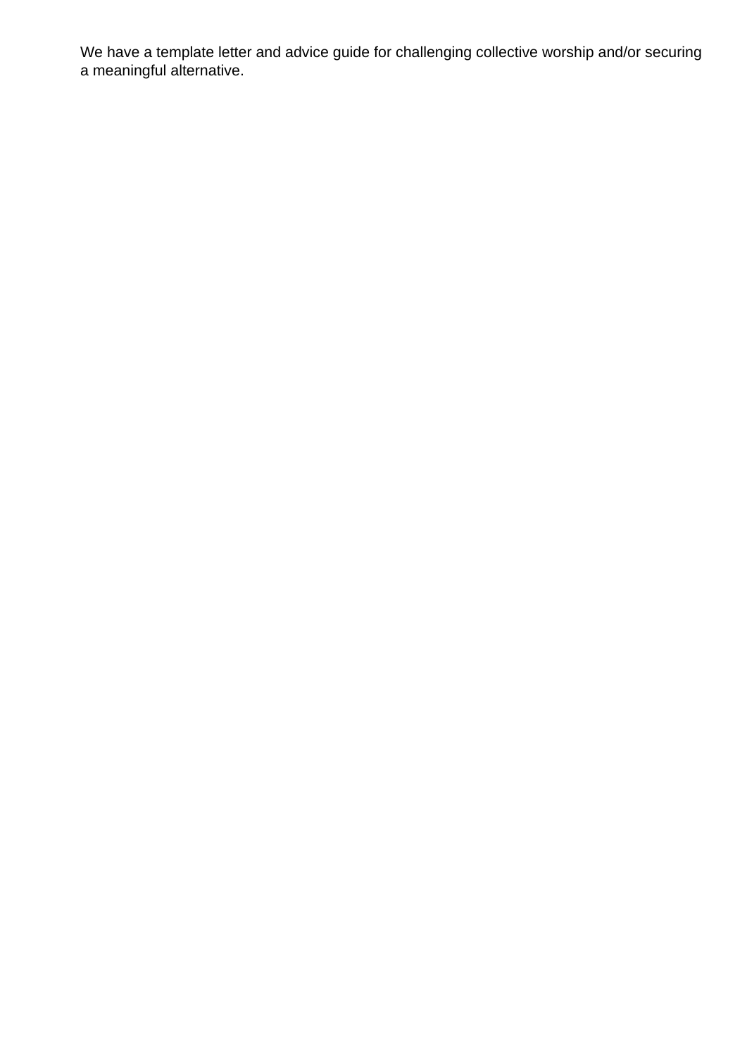We have a template letter and advice guide for challenging collective worship and/or securing a meaningful alternative.